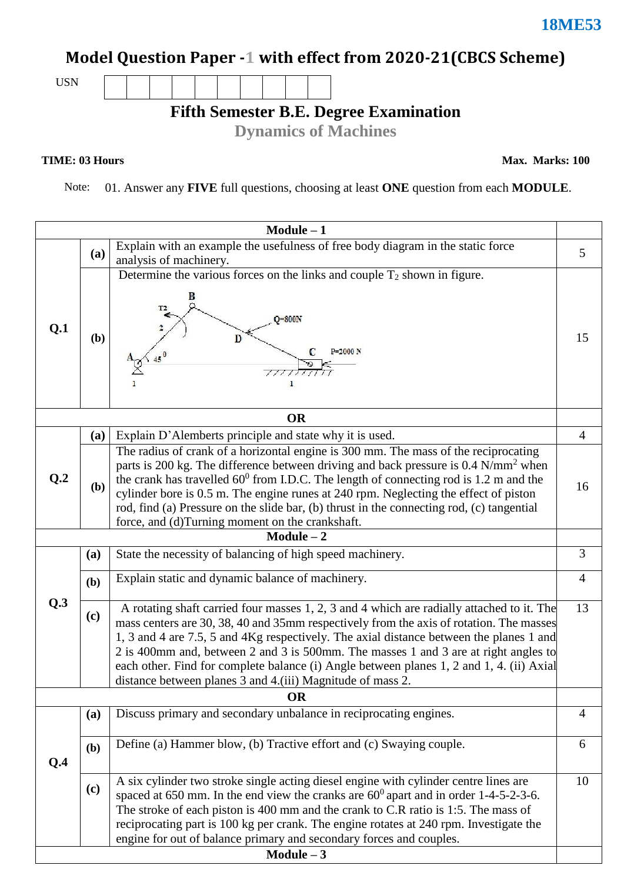# Model Question Paper -1 with effect from 2020-21(CBCS Scheme)

**18ME53**

USN

## Fifth Semester B.E. Degree Examination

## Dynamics of Machines

**TIME: 03 Hours** **Max. Marks: 100**

Note: 01. Answer any **FIVE** full questions, choosing at least **ONE** question from each **MODULE**.

| | | **Module – 1** | |
|---|---|---|---|
| **Q.1** | **(a)** | Explain with an example the usefulness of free body diagram in the static force analysis of machinery. | 5 |
| | **(b)** | Determine the various forces on the links and couple $T_2$ shown in figure. (Figure: links A, B, C, D; $T_2$; angle $45^0$; Q=800N; P=2000 N) | 15 |
| | | **OR** | |
| **Q.2** | **(a)** | Explain D'Alemberts principle and state why it is used. | 4 |
| | **(b)** | The radius of crank of a horizontal engine is 300 mm. The mass of the reciprocating parts is 200 kg. The difference between driving and back pressure is 0.4 $N/mm^2$ when the crank has travelled $60^0$ from I.D.C. The length of connecting rod is 1.2 m and the cylinder bore is 0.5 m. The engine runes at 240 rpm. Neglecting the effect of piston rod, find (a) Pressure on the slide bar, (b) thrust in the connecting rod, (c) tangential force, and (d)Turning moment on the crankshaft. | 16 |
| | | **Module – 2** | |
| **Q.3** | **(a)** | State the necessity of balancing of high speed machinery. | 3 |
| | **(b)** | Explain static and dynamic balance of machinery. | 4 |
| | **(c)** | A rotating shaft carried four masses 1, 2, 3 and 4 which are radially attached to it. The mass centers are 30, 38, 40 and 35mm respectively from the axis of rotation. The masses 1, 3 and 4 are 7.5, 5 and 4Kg respectively. The axial distance between the planes 1 and 2 is 400mm and, between 2 and 3 is 500mm. The masses 1 and 3 are at right angles to each other. Find for complete balance (i) Angle between planes 1, 2 and 1, 4. (ii) Axial distance between planes 3 and 4.(iii) Magnitude of mass 2. | 13 |
| | | **OR** | |
| **Q.4** | **(a)** | Discuss primary and secondary unbalance in reciprocating engines. | 4 |
| | **(b)** | Define (a) Hammer blow, (b) Tractive effort and (c) Swaying couple. | 6 |
| | **(c)** | A six cylinder two stroke single acting diesel engine with cylinder centre lines are spaced at 650 mm. In the end view the cranks are $60^0$ apart and in order 1-4-5-2-3-6. The stroke of each piston is 400 mm and the crank to C.R ratio is 1:5. The mass of reciprocating part is 100 kg per crank. The engine rotates at 240 rpm. Investigate the engine for out of balance primary and secondary forces and couples. | 10 |
| | | **Module – 3** | |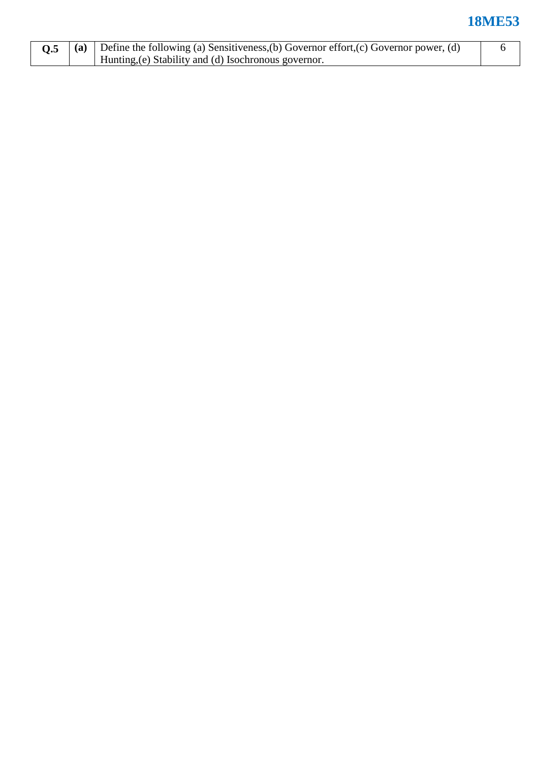| Q.5 | (a) | Define the following (a) Sensitiveness,(b) Governor effort,(c) Governor power, (d) Hunting,(e) Stability and (d) Isochronous governor. | 6 |
|---|---|---|---|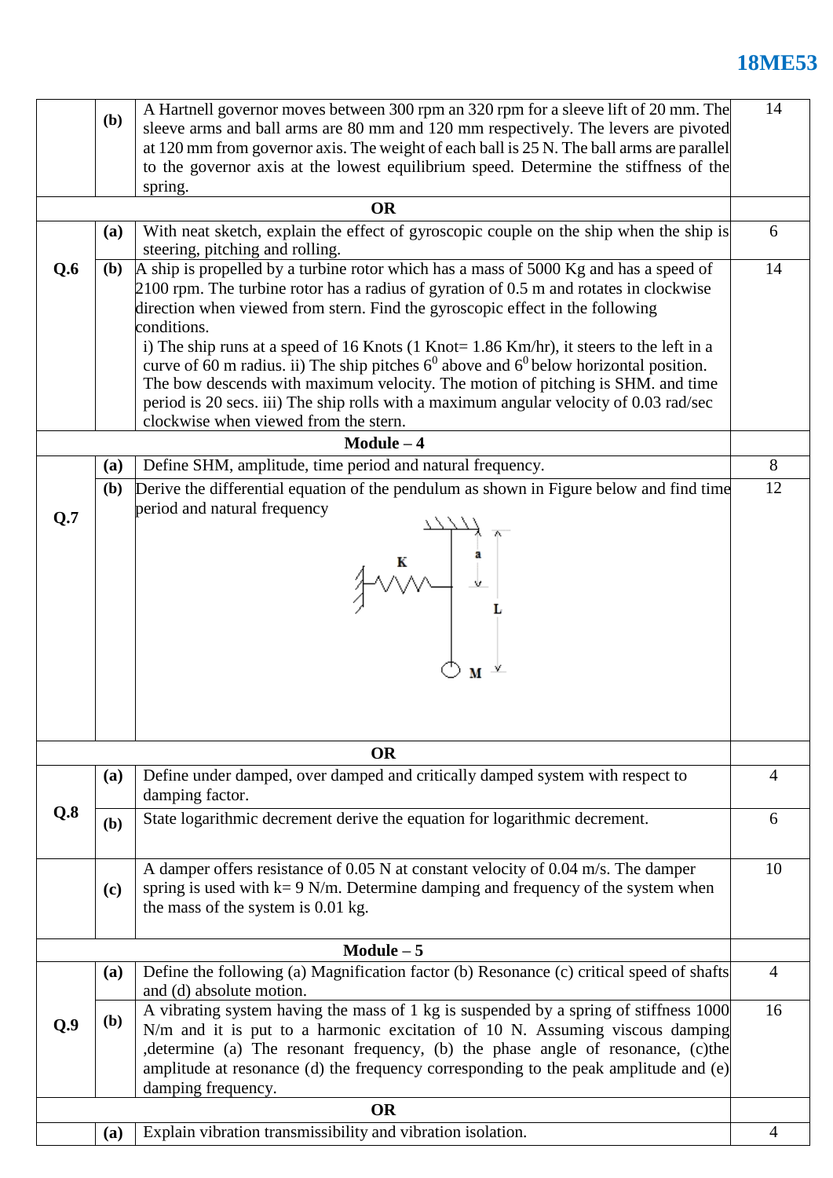| | | | |
|---|---|---|---|
| | **(b)** | A Hartnell governor moves between 300 rpm an 320 rpm for a sleeve lift of 20 mm. The sleeve arms and ball arms are 80 mm and 120 mm respectively. The levers are pivoted at 120 mm from governor axis. The weight of each ball is 25 N. The ball arms are parallel to the governor axis at the lowest equilibrium speed. Determine the stiffness of the spring. | 14 |
| **OR** | | | |
| **Q.6** | **(a)** | With neat sketch, explain the effect of gyroscopic couple on the ship when the ship is steering, pitching and rolling. | 6 |
| | **(b)** | A ship is propelled by a turbine rotor which has a mass of 5000 Kg and has a speed of 2100 rpm. The turbine rotor has a radius of gyration of 0.5 m and rotates in clockwise direction when viewed from stern. Find the gyroscopic effect in the following conditions. i) The ship runs at a speed of 16 Knots (1 Knot= 1.86 Km/hr), it steers to the left in a curve of 60 m radius. ii) The ship pitches $6^0$ above and $6^0$ below horizontal position. The bow descends with maximum velocity. The motion of pitching is SHM. and time period is 20 secs. iii) The ship rolls with a maximum angular velocity of 0.03 rad/sec clockwise when viewed from the stern. | 14 |
| **Module – 4** | | | |
| **Q.7** | **(a)** | Define SHM, amplitude, time period and natural frequency. | 8 |
| | **(b)** | Derive the differential equation of the pendulum as shown in Figure below and find time period and natural frequency | 12 |
| **OR** | | | |
| **Q.8** | **(a)** | Define under damped, over damped and critically damped system with respect to damping factor. | 4 |
| | **(b)** | State logarithmic decrement derive the equation for logarithmic decrement. | 6 |
| | **(c)** | A damper offers resistance of 0.05 N at constant velocity of 0.04 m/s. The damper spring is used with k= 9 N/m. Determine damping and frequency of the system when the mass of the system is 0.01 kg. | 10 |
| **Module – 5** | | | |
| **Q.9** | **(a)** | Define the following (a) Magnification factor (b) Resonance (c) critical speed of shafts and (d) absolute motion. | 4 |
| | **(b)** | A vibrating system having the mass of 1 kg is suspended by a spring of stiffness 1000 N/m and it is put to a harmonic excitation of 10 N. Assuming viscous damping ,determine (a) The resonant frequency, (b) the phase angle of resonance, (c)the amplitude at resonance (d) the frequency corresponding to the peak amplitude and (e) damping frequency. | 16 |
| **OR** | | | |
| | **(a)** | Explain vibration transmissibility and vibration isolation. | 4 |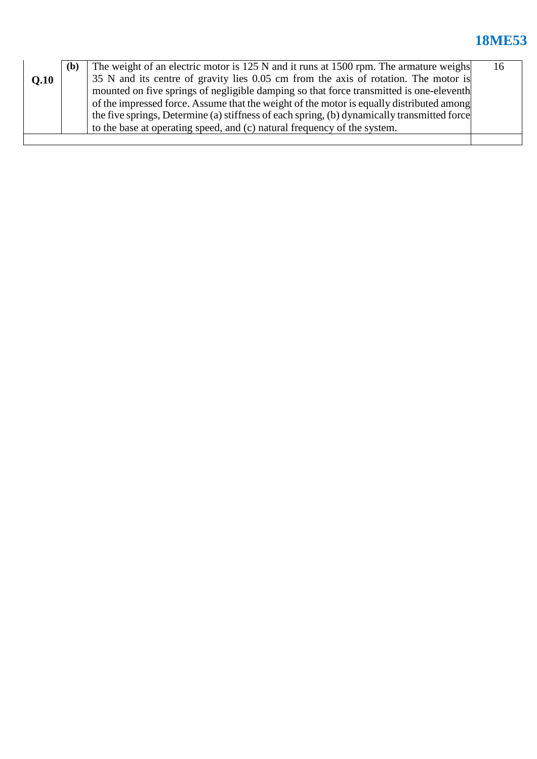| Q.10 | (b) | The weight of an electric motor is 125 N and it runs at 1500 rpm. The armature weighs 35 N and its centre of gravity lies 0.05 cm from the axis of rotation. The motor is mounted on five springs of negligible damping so that force transmitted is one-eleventh of the impressed force. Assume that the weight of the motor is equally distributed among the five springs, Determine (a) stiffness of each spring, (b) dynamically transmitted force to the base at operating speed, and (c) natural frequency of the system. | 16 |
|---|---|---|---|
| | | | |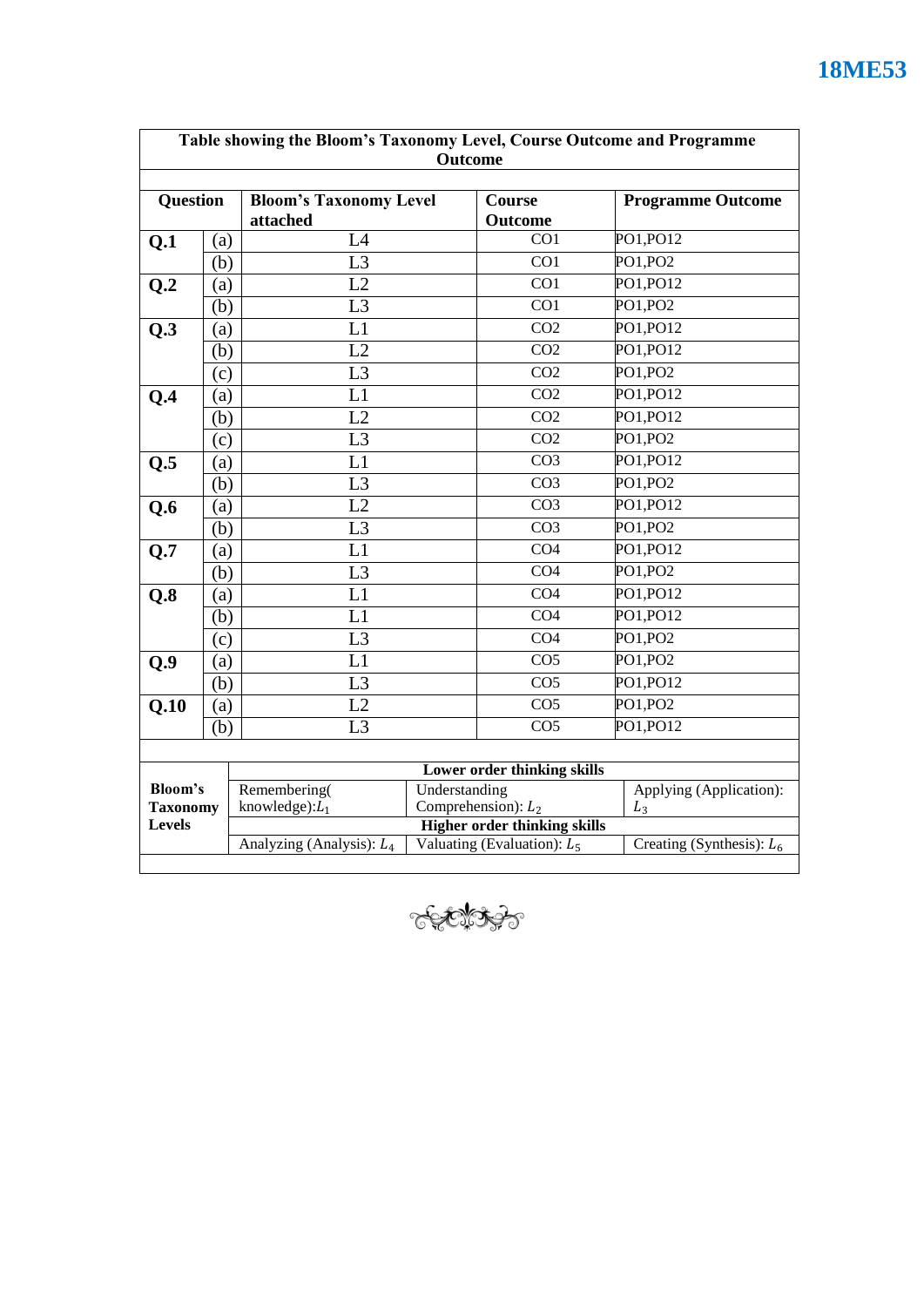**Table showing the Bloom's Taxonomy Level, Course Outcome and Programme Outcome**

| Question | | Bloom's Taxonomy Level attached | Course Outcome | Programme Outcome |
|---|---|---|---|---|
| **Q.1** | (a) | L4 | CO1 | PO1,PO12 |
| | (b) | L3 | CO1 | PO1,PO2 |
| **Q.2** | (a) | L2 | CO1 | PO1,PO12 |
| | (b) | L3 | CO1 | PO1,PO2 |
| **Q.3** | (a) | L1 | CO2 | PO1,PO12 |
| | (b) | L2 | CO2 | PO1,PO12 |
| | (c) | L3 | CO2 | PO1,PO2 |
| **Q.4** | (a) | L1 | CO2 | PO1,PO12 |
| | (b) | L2 | CO2 | PO1,PO12 |
| | (c) | L3 | CO2 | PO1,PO2 |
| **Q.5** | (a) | L1 | CO3 | PO1,PO12 |
| | (b) | L3 | CO3 | PO1,PO2 |
| **Q.6** | (a) | L2 | CO3 | PO1,PO12 |
| | (b) | L3 | CO3 | PO1,PO2 |
| **Q.7** | (a) | L1 | CO4 | PO1,PO12 |
| | (b) | L3 | CO4 | PO1,PO2 |
| **Q.8** | (a) | L1 | CO4 | PO1,PO12 |
| | (b) | L1 | CO4 | PO1,PO12 |
| | (c) | L3 | CO4 | PO1,PO2 |
| **Q.9** | (a) | L1 | CO5 | PO1,PO2 |
| | (b) | L3 | CO5 | PO1,PO12 |
| **Q.10** | (a) | L2 | CO5 | PO1,PO2 |
| | (b) | L3 | CO5 | PO1,PO12 |

| | | | |
|---|---|---|---|
| **Bloom's Taxonomy Levels** | **Lower order thinking skills** | | |
| | Remembering( knowledge): $L_1$ | Understanding Comprehension): $L_2$ | Applying (Application): $L_3$ |
| | **Higher order thinking skills** | | |
| | Analyzing (Analysis): $L_4$ | Valuating (Evaluation): $L_5$ | Creating (Synthesis): $L_6$ |